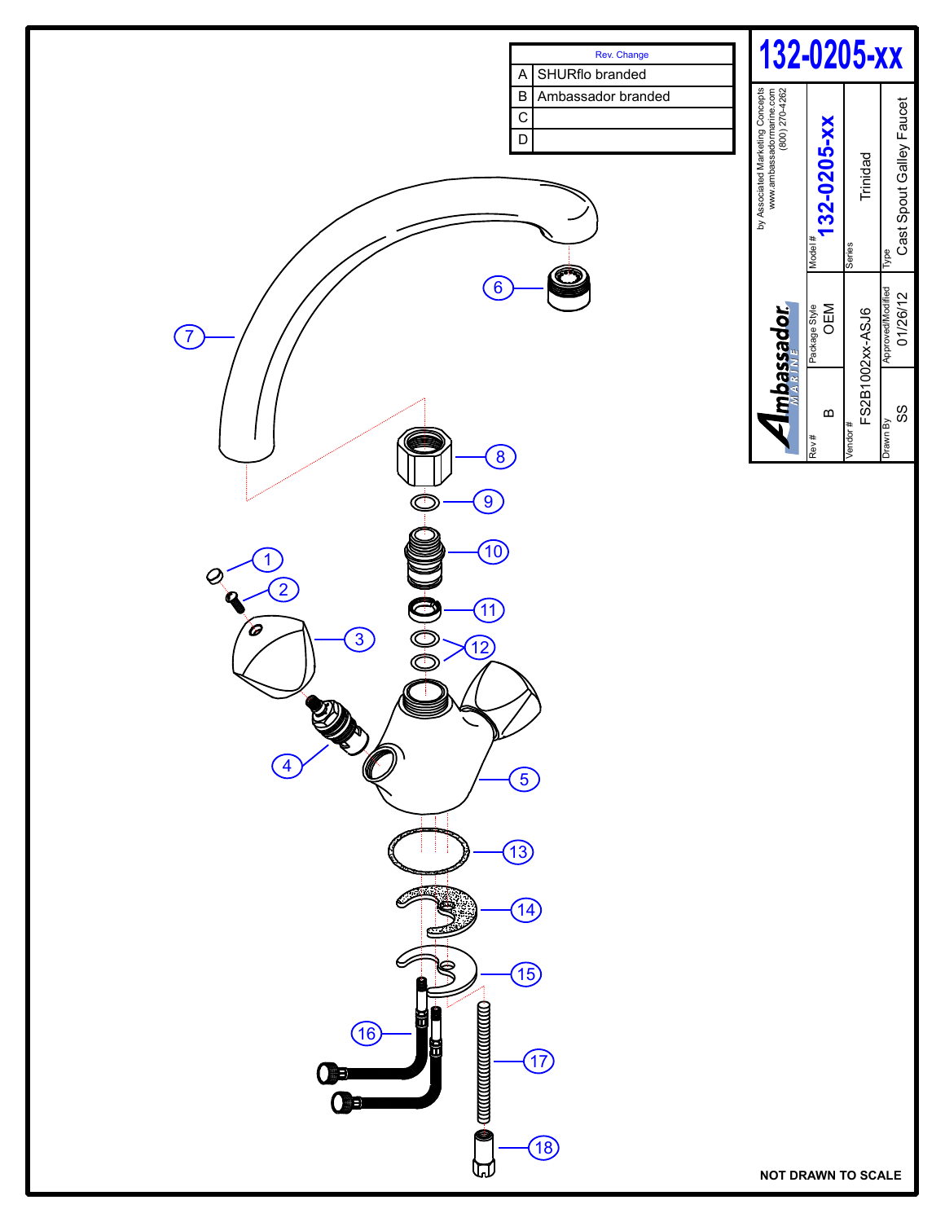# 132-0205-xx

| Rev. | Change |
|---|---|
| A | SHURflo branded |
| B | Ambassador branded |
| C | |
| D | |

Ambassador MARINE

by Associated Marketing Concepts
www.ambassadormarine.com
(800) 270-4262

| Rev # | Package Style | Model # |
|---|---|---|
| B | OEM | 132-0205-xx |

| Vendor # | Series |
|---|---|
| FS2B1002xx-ASJ6 | Trinidad |

| Drawn By | Approved/Modified | Type |
|---|---|---|
| SS | 01/26/12 | Cast Spout Galley Faucet |

1
2
3
4
5
6
7
8
9
10
11
12
13
14
15
16
17
18

**NOT DRAWN TO SCALE**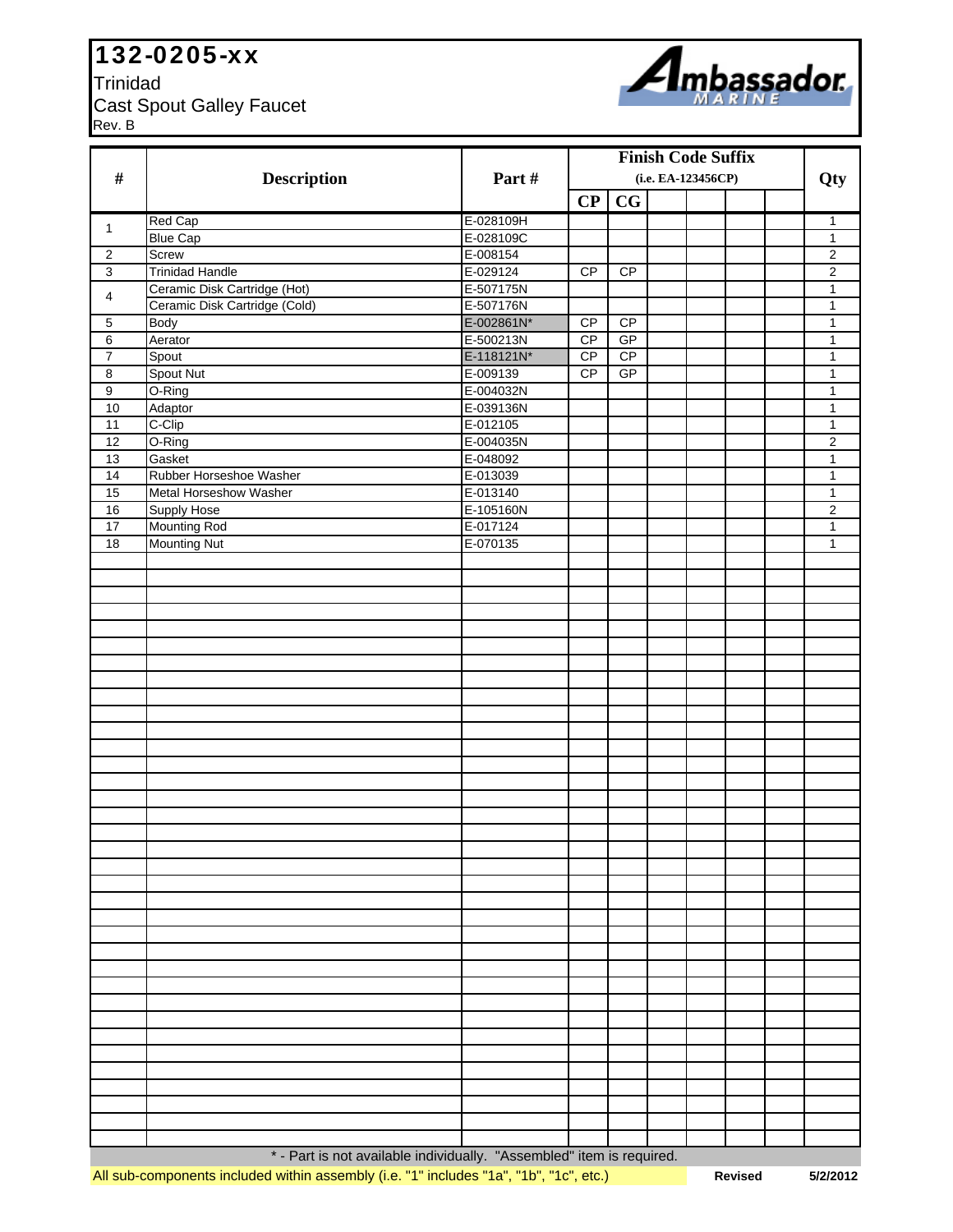# 132-0205-xx

Trinidad
Cast Spout Galley Faucet
Rev. B

Ambassador MARINE

| # | Description | Part # | Finish Code Suffix (i.e. EA-123456CP) | | | | | | Qty |
|---|---|---|---|---|---|---|---|---|---|
| | | | CP | CG | | | | | |
| 1 | Red Cap | E-028109H | | | | | | | 1 |
| | Blue Cap | E-028109C | | | | | | | 1 |
| 2 | Screw | E-008154 | | | | | | | 2 |
| 3 | Trinidad Handle | E-029124 | CP | CP | | | | | 2 |
| 4 | Ceramic Disk Cartridge (Hot) | E-507175N | | | | | | | 1 |
| | Ceramic Disk Cartridge (Cold) | E-507176N | | | | | | | 1 |
| 5 | Body | E-002861N* | CP | CP | | | | | 1 |
| 6 | Aerator | E-500213N | CP | GP | | | | | 1 |
| 7 | Spout | E-118121N* | CP | CP | | | | | 1 |
| 8 | Spout Nut | E-009139 | CP | GP | | | | | 1 |
| 9 | O-Ring | E-004032N | | | | | | | 1 |
| 10 | Adaptor | E-039136N | | | | | | | 1 |
| 11 | C-Clip | E-012105 | | | | | | | 1 |
| 12 | O-Ring | E-004035N | | | | | | | 2 |
| 13 | Gasket | E-048092 | | | | | | | 1 |
| 14 | Rubber Horseshoe Washer | E-013039 | | | | | | | 1 |
| 15 | Metal Horseshoe Washer | E-013140 | | | | | | | 1 |
| 16 | Supply Hose | E-105160N | | | | | | | 2 |
| 17 | Mounting Rod | E-017124 | | | | | | | 1 |
| 18 | Mounting Nut | E-070135 | | | | | | | 1 |

* - Part is not available individually. "Assembled" item is required.

All sub-components included within assembly (i.e. "1" includes "1a", "1b", "1c", etc.)

**Revised** **5/2/2012**